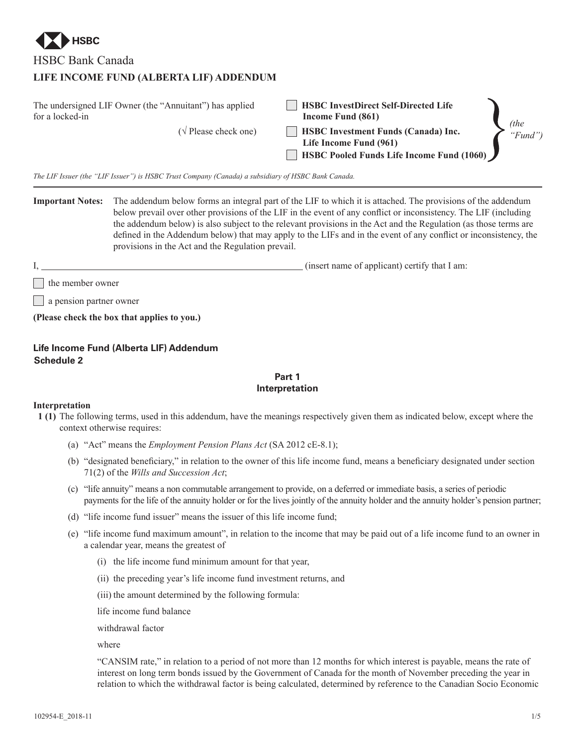HSBC

HSBC Bank Canada

**LIFE INCOME FUND (ALBERTA LIF) ADDENDUM**

The undersigned LIF Owner (the "Annuitant") has applied for a locked-in (√ Please check one)

- ☐ **HSBC InvestDirect Self-Directed Life Income Fund (861)**
- ☐ **HSBC Investment Funds (Canada) Inc. Life Income Fund (961)**
- ☐ **HSBC Pooled Funds Life Income Fund (1060)**

*(the "Fund")*

*The LIF Issuer (the "LIF Issuer") is HSBC Trust Company (Canada) a subsidiary of HSBC Bank Canada.*

---

**Important Notes:** The addendum below forms an integral part of the LIF to which it is attached. The provisions of the addendum below prevail over other provisions of the LIF in the event of any conflict or inconsistency. The LIF (including the addendum below) is also subject to the relevant provisions in the Act and the Regulation (as those terms are defined in the Addendum below) that may apply to the LIFs and in the event of any conflict or inconsistency, the provisions in the Act and the Regulation prevail.

I, ______________________________ (insert name of applicant) certify that I am:

☐ the member owner

☐ a pension partner owner

**(Please check the box that applies to you.)**

## Life Income Fund (Alberta LIF) Addendum
## Schedule 2

### Part 1
### Interpretation

**Interpretation**

**1 (1)** The following terms, used in this addendum, have the meanings respectively given them as indicated below, except where the context otherwise requires:

(a) "Act" means the *Employment Pension Plans Act* (SA 2012 cE-8.1);

(b) "designated beneficiary," in relation to the owner of this life income fund, means a beneficiary designated under section 71(2) of the *Wills and Succession Act*;

(c) "life annuity" means a non commutable arrangement to provide, on a deferred or immediate basis, a series of periodic payments for the life of the annuity holder or for the lives jointly of the annuity holder and the annuity holder's pension partner;

(d) "life income fund issuer" means the issuer of this life income fund;

(e) "life income fund maximum amount", in relation to the income that may be paid out of a life income fund to an owner in a calendar year, means the greatest of

(i) the life income fund minimum amount for that year,

(ii) the preceding year's life income fund investment returns, and

(iii) the amount determined by the following formula:

life income fund balance

withdrawal factor

where

"CANSIM rate," in relation to a period of not more than 12 months for which interest is payable, means the rate of interest on long term bonds issued by the Government of Canada for the month of November preceding the year in relation to which the withdrawal factor is being calculated, determined by reference to the Canadian Socio Economic

102954-E_2018-11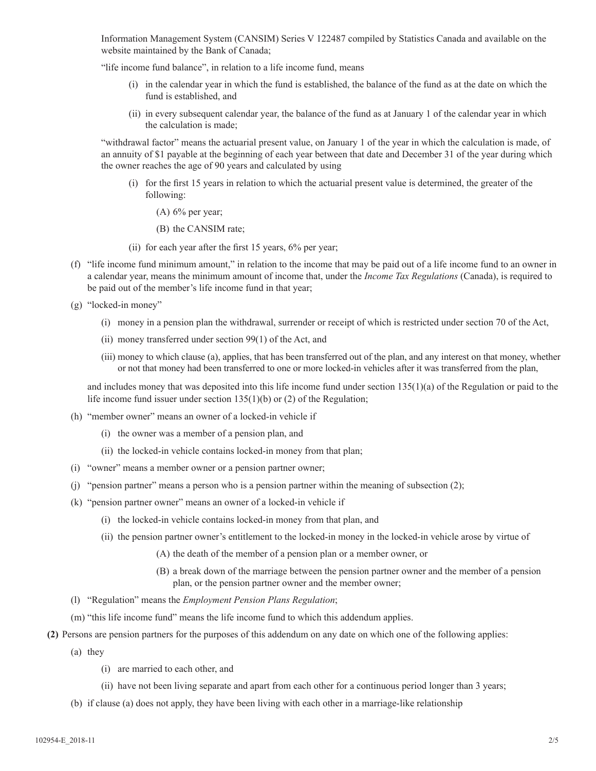Information Management System (CANSIM) Series V 122487 compiled by Statistics Canada and available on the website maintained by the Bank of Canada;

"life income fund balance", in relation to a life income fund, means

- (i) in the calendar year in which the fund is established, the balance of the fund as at the date on which the fund is established, and
- (ii) in every subsequent calendar year, the balance of the fund as at January 1 of the calendar year in which the calculation is made;

"withdrawal factor" means the actuarial present value, on January 1 of the year in which the calculation is made, of an annuity of $1 payable at the beginning of each year between that date and December 31 of the year during which the owner reaches the age of 90 years and calculated by using

- (i) for the first 15 years in relation to which the actuarial present value is determined, the greater of the following:
  - (A) 6% per year;
  - (B) the CANSIM rate;
- (ii) for each year after the first 15 years, 6% per year;

(f) "life income fund minimum amount," in relation to the income that may be paid out of a life income fund to an owner in a calendar year, means the minimum amount of income that, under the *Income Tax Regulations* (Canada), is required to be paid out of the member's life income fund in that year;

(g) "locked-in money"

- (i) money in a pension plan the withdrawal, surrender or receipt of which is restricted under section 70 of the Act,
- (ii) money transferred under section 99(1) of the Act, and
- (iii) money to which clause (a), applies, that has been transferred out of the plan, and any interest on that money, whether or not that money had been transferred to one or more locked-in vehicles after it was transferred from the plan,

and includes money that was deposited into this life income fund under section 135(1)(a) of the Regulation or paid to the life income fund issuer under section 135(1)(b) or (2) of the Regulation;

(h) "member owner" means an owner of a locked-in vehicle if

- (i) the owner was a member of a pension plan, and
- (ii) the locked-in vehicle contains locked-in money from that plan;

(i) "owner" means a member owner or a pension partner owner;

(j) "pension partner" means a person who is a pension partner within the meaning of subsection (2);

(k) "pension partner owner" means an owner of a locked-in vehicle if

- (i) the locked-in vehicle contains locked-in money from that plan, and
- (ii) the pension partner owner's entitlement to the locked-in money in the locked-in vehicle arose by virtue of
  - (A) the death of the member of a pension plan or a member owner, or
  - (B) a break down of the marriage between the pension partner owner and the member of a pension plan, or the pension partner owner and the member owner;

(l) "Regulation" means the *Employment Pension Plans Regulation*;

(m) "this life income fund" means the life income fund to which this addendum applies.

**(2)** Persons are pension partners for the purposes of this addendum on any date on which one of the following applies:

(a) they

- (i) are married to each other, and
- (ii) have not been living separate and apart from each other for a continuous period longer than 3 years;

(b) if clause (a) does not apply, they have been living with each other in a marriage-like relationship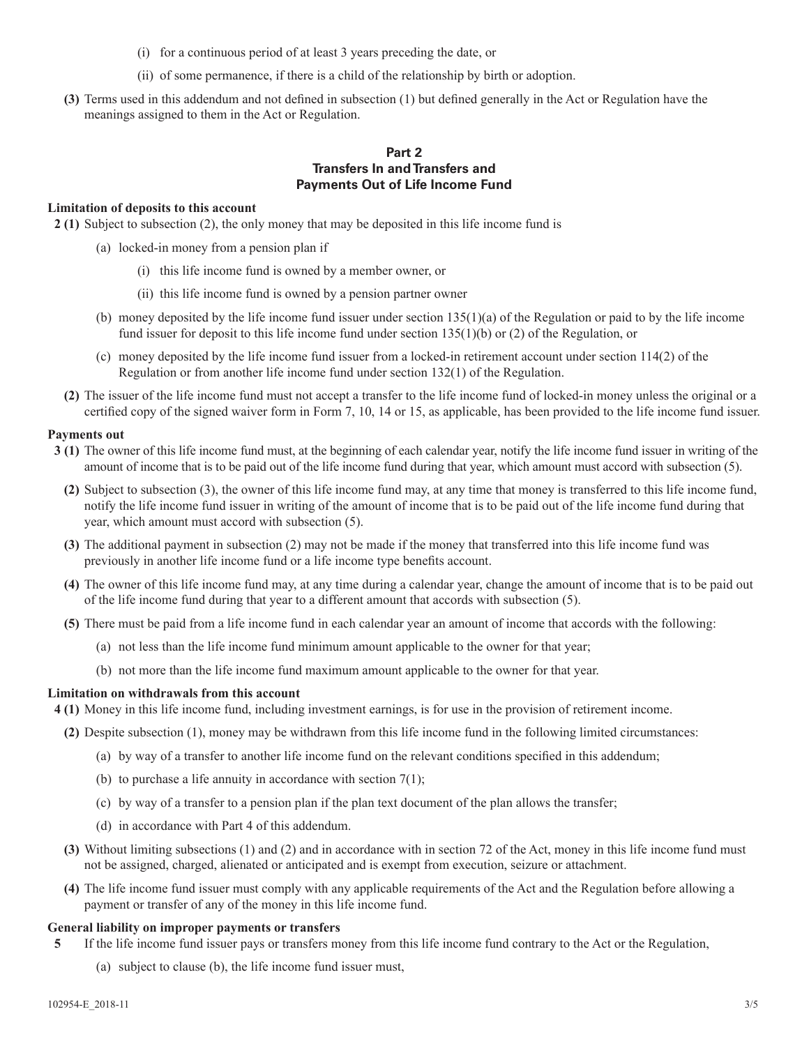(i) for a continuous period of at least 3 years preceding the date, or

(ii) of some permanence, if there is a child of the relationship by birth or adoption.

**(3)** Terms used in this addendum and not defined in subsection (1) but defined generally in the Act or Regulation have the meanings assigned to them in the Act or Regulation.

## Part 2
## Transfers In and Transfers and Payments Out of Life Income Fund

**Limitation of deposits to this account**

**2 (1)** Subject to subsection (2), the only money that may be deposited in this life income fund is

(a) locked-in money from a pension plan if

(i) this life income fund is owned by a member owner, or

(ii) this life income fund is owned by a pension partner owner

(b) money deposited by the life income fund issuer under section 135(1)(a) of the Regulation or paid to by the life income fund issuer for deposit to this life income fund under section 135(1)(b) or (2) of the Regulation, or

(c) money deposited by the life income fund issuer from a locked-in retirement account under section 114(2) of the Regulation or from another life income fund under section 132(1) of the Regulation.

**(2)** The issuer of the life income fund must not accept a transfer to the life income fund of locked-in money unless the original or a certified copy of the signed waiver form in Form 7, 10, 14 or 15, as applicable, has been provided to the life income fund issuer.

**Payments out**

**3 (1)** The owner of this life income fund must, at the beginning of each calendar year, notify the life income fund issuer in writing of the amount of income that is to be paid out of the life income fund during that year, which amount must accord with subsection (5).

**(2)** Subject to subsection (3), the owner of this life income fund may, at any time that money is transferred to this life income fund, notify the life income fund issuer in writing of the amount of income that is to be paid out of the life income fund during that year, which amount must accord with subsection (5).

**(3)** The additional payment in subsection (2) may not be made if the money that transferred into this life income fund was previously in another life income fund or a life income type benefits account.

**(4)** The owner of this life income fund may, at any time during a calendar year, change the amount of income that is to be paid out of the life income fund during that year to a different amount that accords with subsection (5).

**(5)** There must be paid from a life income fund in each calendar year an amount of income that accords with the following:

(a) not less than the life income fund minimum amount applicable to the owner for that year;

(b) not more than the life income fund maximum amount applicable to the owner for that year.

**Limitation on withdrawals from this account**

**4 (1)** Money in this life income fund, including investment earnings, is for use in the provision of retirement income.

**(2)** Despite subsection (1), money may be withdrawn from this life income fund in the following limited circumstances:

(a) by way of a transfer to another life income fund on the relevant conditions specified in this addendum;

(b) to purchase a life annuity in accordance with section 7(1);

(c) by way of a transfer to a pension plan if the plan text document of the plan allows the transfer;

(d) in accordance with Part 4 of this addendum.

**(3)** Without limiting subsections (1) and (2) and in accordance with in section 72 of the Act, money in this life income fund must not be assigned, charged, alienated or anticipated and is exempt from execution, seizure or attachment.

**(4)** The life income fund issuer must comply with any applicable requirements of the Act and the Regulation before allowing a payment or transfer of any of the money in this life income fund.

**General liability on improper payments or transfers**

**5** If the life income fund issuer pays or transfers money from this life income fund contrary to the Act or the Regulation,

(a) subject to clause (b), the life income fund issuer must,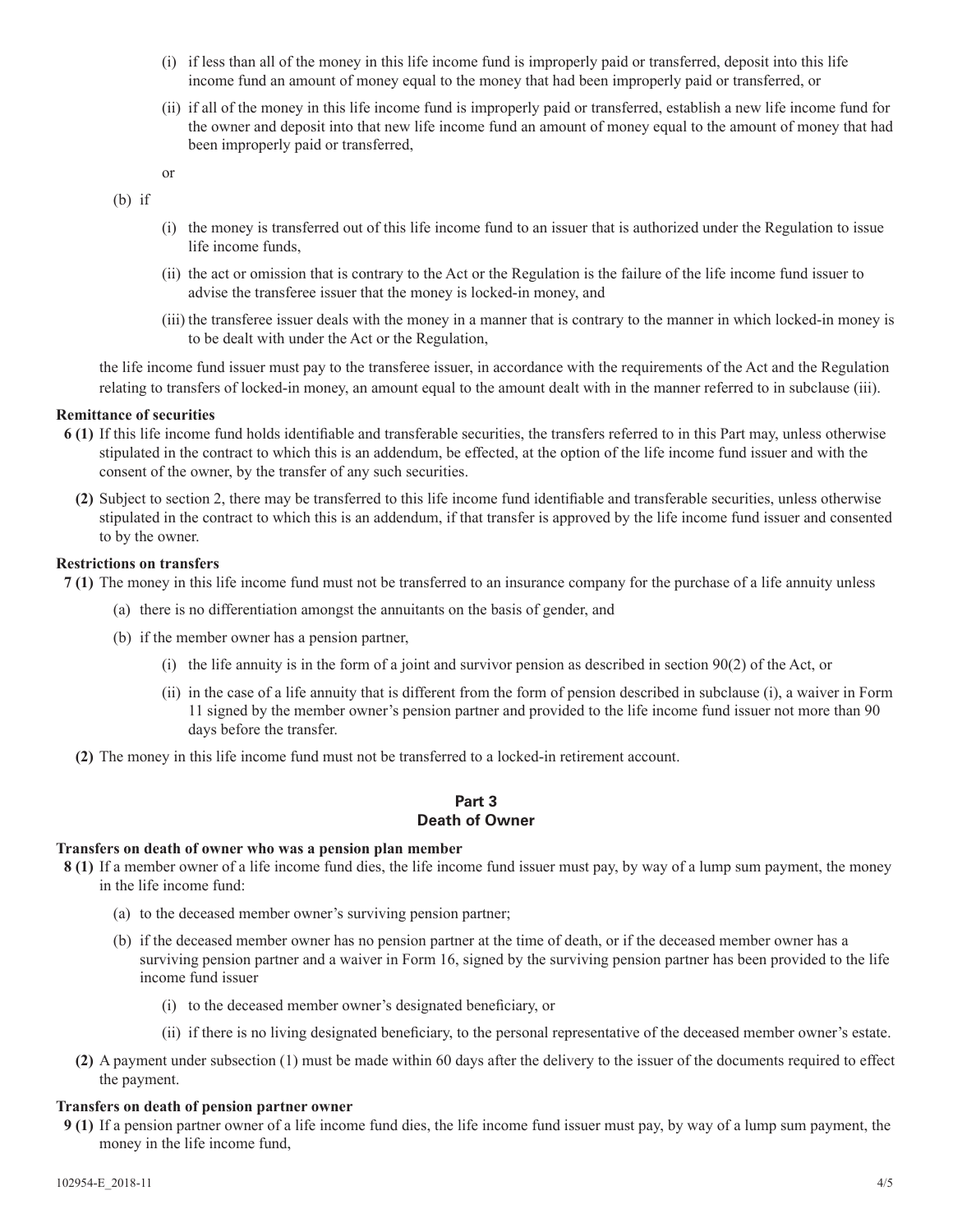(i) if less than all of the money in this life income fund is improperly paid or transferred, deposit into this life income fund an amount of money equal to the money that had been improperly paid or transferred, or

(ii) if all of the money in this life income fund is improperly paid or transferred, establish a new life income fund for the owner and deposit into that new life income fund an amount of money equal to the amount of money that had been improperly paid or transferred,

or

(b) if

(i) the money is transferred out of this life income fund to an issuer that is authorized under the Regulation to issue life income funds,

(ii) the act or omission that is contrary to the Act or the Regulation is the failure of the life income fund issuer to advise the transferee issuer that the money is locked-in money, and

(iii) the transferee issuer deals with the money in a manner that is contrary to the manner in which locked-in money is to be dealt with under the Act or the Regulation,

the life income fund issuer must pay to the transferee issuer, in accordance with the requirements of the Act and the Regulation relating to transfers of locked-in money, an amount equal to the amount dealt with in the manner referred to in subclause (iii).

**Remittance of securities**

**6 (1)** If this life income fund holds identifiable and transferable securities, the transfers referred to in this Part may, unless otherwise stipulated in the contract to which this is an addendum, be effected, at the option of the life income fund issuer and with the consent of the owner, by the transfer of any such securities.

**(2)** Subject to section 2, there may be transferred to this life income fund identifiable and transferable securities, unless otherwise stipulated in the contract to which this is an addendum, if that transfer is approved by the life income fund issuer and consented to by the owner.

**Restrictions on transfers**

**7 (1)** The money in this life income fund must not be transferred to an insurance company for the purchase of a life annuity unless

(a) there is no differentiation amongst the annuitants on the basis of gender, and

(b) if the member owner has a pension partner,

(i) the life annuity is in the form of a joint and survivor pension as described in section 90(2) of the Act, or

(ii) in the case of a life annuity that is different from the form of pension described in subclause (i), a waiver in Form 11 signed by the member owner's pension partner and provided to the life income fund issuer not more than 90 days before the transfer.

**(2)** The money in this life income fund must not be transferred to a locked-in retirement account.

## Part 3
## Death of Owner

**Transfers on death of owner who was a pension plan member**

**8 (1)** If a member owner of a life income fund dies, the life income fund issuer must pay, by way of a lump sum payment, the money in the life income fund:

(a) to the deceased member owner's surviving pension partner;

(b) if the deceased member owner has no pension partner at the time of death, or if the deceased member owner has a surviving pension partner and a waiver in Form 16, signed by the surviving pension partner has been provided to the life income fund issuer

(i) to the deceased member owner's designated beneficiary, or

(ii) if there is no living designated beneficiary, to the personal representative of the deceased member owner's estate.

**(2)** A payment under subsection (1) must be made within 60 days after the delivery to the issuer of the documents required to effect the payment.

**Transfers on death of pension partner owner**

**9 (1)** If a pension partner owner of a life income fund dies, the life income fund issuer must pay, by way of a lump sum payment, the money in the life income fund,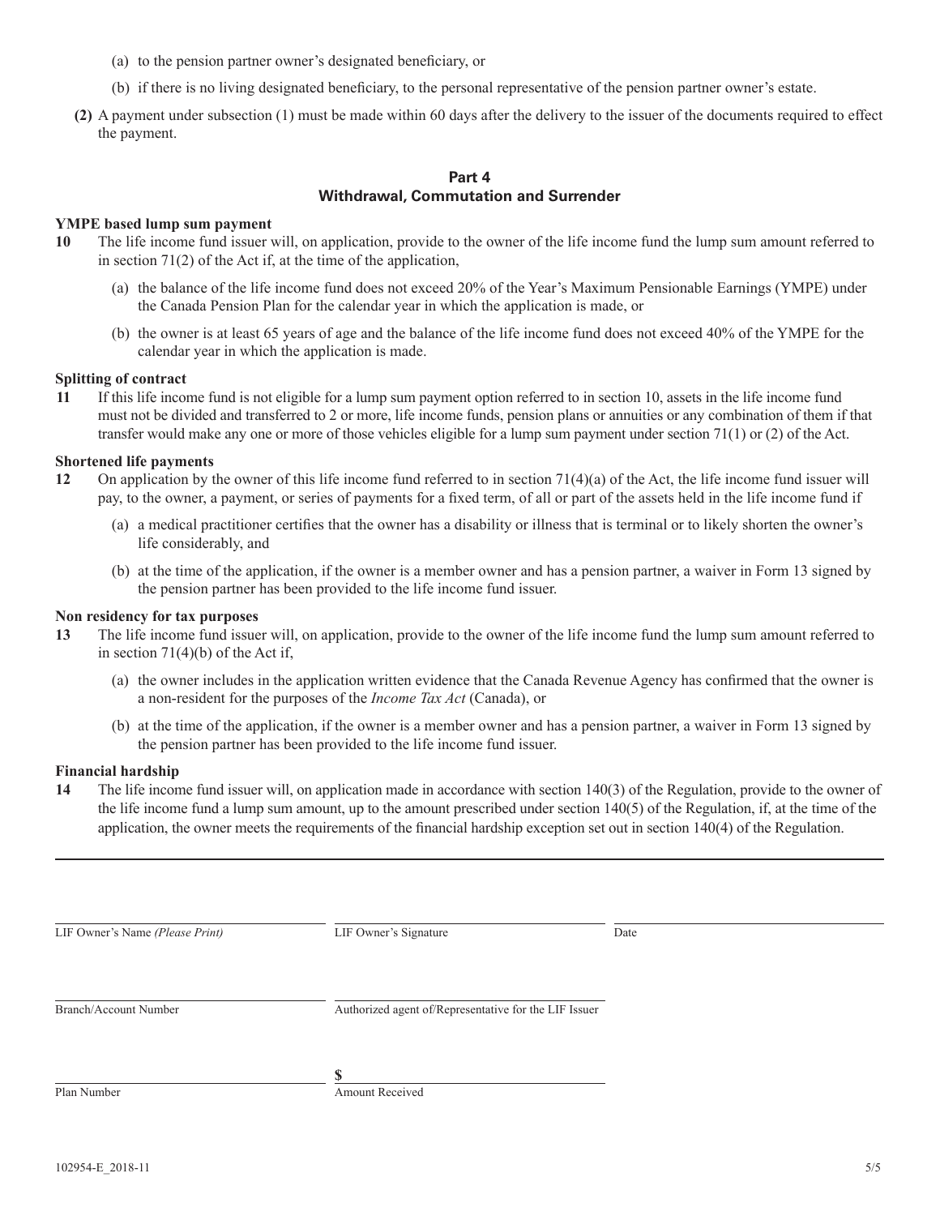(a) to the pension partner owner's designated beneficiary, or

(b) if there is no living designated beneficiary, to the personal representative of the pension partner owner's estate.

**(2)** A payment under subsection (1) must be made within 60 days after the delivery to the issuer of the documents required to effect the payment.

## Part 4
## Withdrawal, Commutation and Surrender

**YMPE based lump sum payment**

**10** The life income fund issuer will, on application, provide to the owner of the life income fund the lump sum amount referred to in section 71(2) of the Act if, at the time of the application,

(a) the balance of the life income fund does not exceed 20% of the Year's Maximum Pensionable Earnings (YMPE) under the Canada Pension Plan for the calendar year in which the application is made, or

(b) the owner is at least 65 years of age and the balance of the life income fund does not exceed 40% of the YMPE for the calendar year in which the application is made.

**Splitting of contract**

**11** If this life income fund is not eligible for a lump sum payment option referred to in section 10, assets in the life income fund must not be divided and transferred to 2 or more, life income funds, pension plans or annuities or any combination of them if that transfer would make any one or more of those vehicles eligible for a lump sum payment under section 71(1) or (2) of the Act.

**Shortened life payments**

**12** On application by the owner of this life income fund referred to in section 71(4)(a) of the Act, the life income fund issuer will pay, to the owner, a payment, or series of payments for a fixed term, of all or part of the assets held in the life income fund if

(a) a medical practitioner certifies that the owner has a disability or illness that is terminal or to likely shorten the owner's life considerably, and

(b) at the time of the application, if the owner is a member owner and has a pension partner, a waiver in Form 13 signed by the pension partner has been provided to the life income fund issuer.

**Non residency for tax purposes**

**13** The life income fund issuer will, on application, provide to the owner of the life income fund the lump sum amount referred to in section 71(4)(b) of the Act if,

(a) the owner includes in the application written evidence that the Canada Revenue Agency has confirmed that the owner is a non-resident for the purposes of the *Income Tax Act* (Canada), or

(b) at the time of the application, if the owner is a member owner and has a pension partner, a waiver in Form 13 signed by the pension partner has been provided to the life income fund issuer.

**Financial hardship**

**14** The life income fund issuer will, on application made in accordance with section 140(3) of the Regulation, provide to the owner of the life income fund a lump sum amount, up to the amount prescribed under section 140(5) of the Regulation, if, at the time of the application, the owner meets the requirements of the financial hardship exception set out in section 140(4) of the Regulation.

---

LIF Owner's Name *(Please Print)* ____________________

LIF Owner's Signature ____________________

Date ____________________

Branch/Account Number ____________________

Authorized agent of/Representative for the LIF Issuer ____________________

Plan Number ____________________

Amount Received $ ____________________

102954-E_2018-11